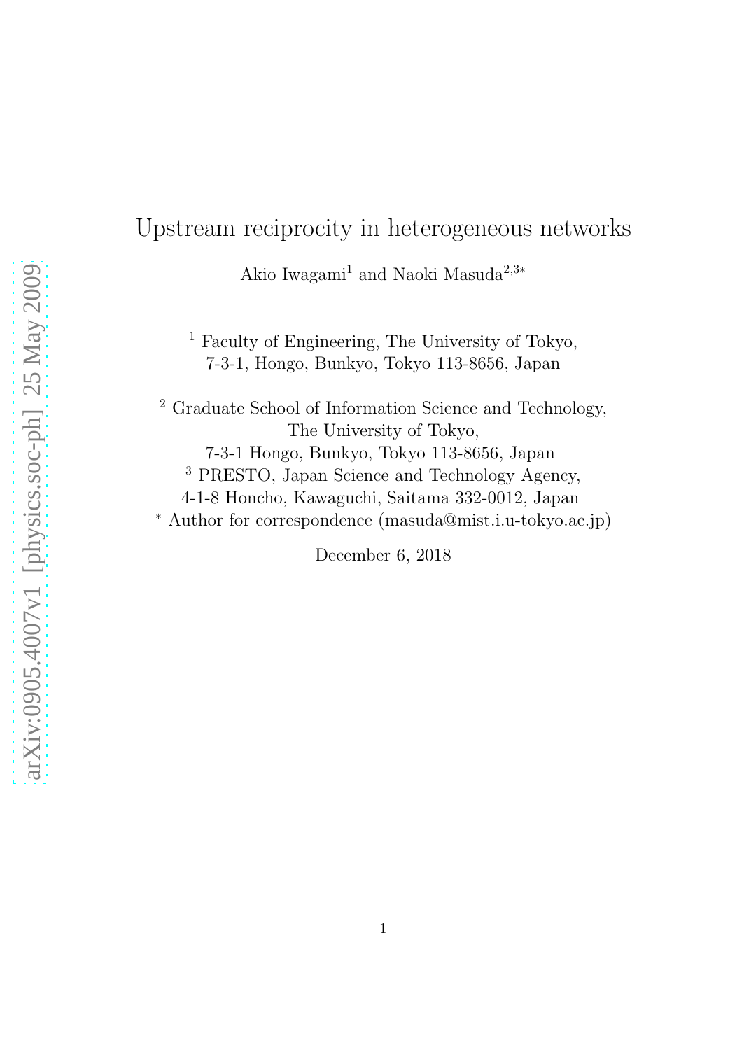# Upstream reciprocity in heterogeneous networks

Akio Iwagami[1] and Naoki Masuda[2,3*]

[1] Faculty of Engineering, The University of Tokyo,
7-3-1, Hongo, Bunkyo, Tokyo 113-8656, Japan

[2] Graduate School of Information Science and Technology,
The University of Tokyo,
7-3-1 Hongo, Bunkyo, Tokyo 113-8656, Japan

[3] PRESTO, Japan Science and Technology Agency,
4-1-8 Honcho, Kawaguchi, Saitama 332-0012, Japan

[*] Author for correspondence (masuda@mist.i.u-tokyo.ac.jp)

December 6, 2018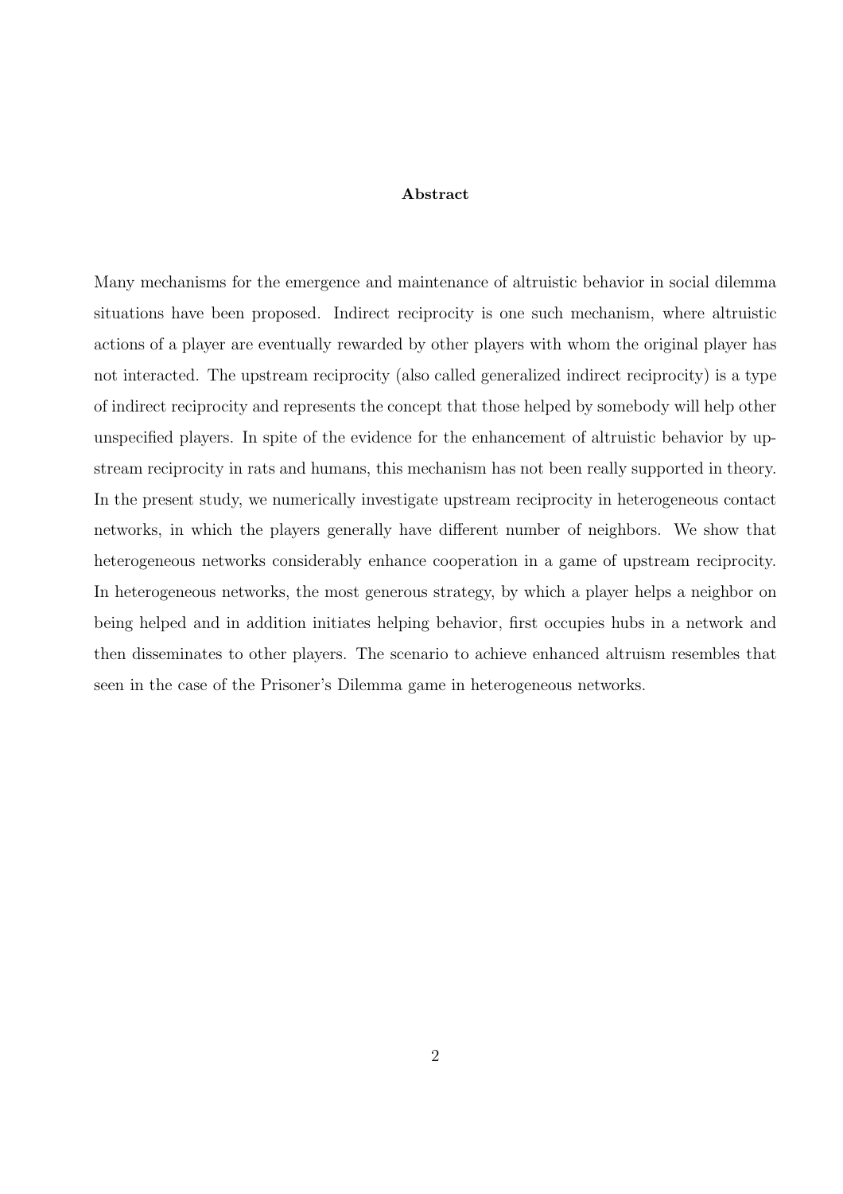**Abstract**

Many mechanisms for the emergence and maintenance of altruistic behavior in social dilemma situations have been proposed. Indirect reciprocity is one such mechanism, where altruistic actions of a player are eventually rewarded by other players with whom the original player has not interacted. The upstream reciprocity (also called generalized indirect reciprocity) is a type of indirect reciprocity and represents the concept that those helped by somebody will help other unspecified players. In spite of the evidence for the enhancement of altruistic behavior by upstream reciprocity in rats and humans, this mechanism has not been really supported in theory. In the present study, we numerically investigate upstream reciprocity in heterogeneous contact networks, in which the players generally have different number of neighbors. We show that heterogeneous networks considerably enhance cooperation in a game of upstream reciprocity. In heterogeneous networks, the most generous strategy, by which a player helps a neighbor on being helped and in addition initiates helping behavior, first occupies hubs in a network and then disseminates to other players. The scenario to achieve enhanced altruism resembles that seen in the case of the Prisoner's Dilemma game in heterogeneous networks.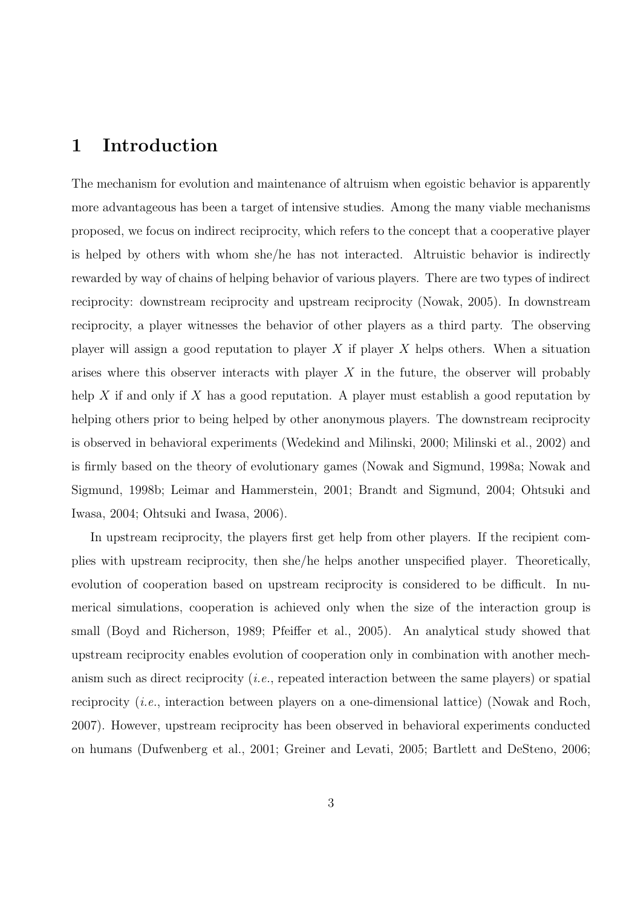# 1 Introduction

The mechanism for evolution and maintenance of altruism when egoistic behavior is apparently more advantageous has been a target of intensive studies. Among the many viable mechanisms proposed, we focus on indirect reciprocity, which refers to the concept that a cooperative player is helped by others with whom she/he has not interacted. Altruistic behavior is indirectly rewarded by way of chains of helping behavior of various players. There are two types of indirect reciprocity: downstream reciprocity and upstream reciprocity (Nowak, 2005). In downstream reciprocity, a player witnesses the behavior of other players as a third party. The observing player will assign a good reputation to player $X$ if player $X$ helps others. When a situation arises where this observer interacts with player $X$ in the future, the observer will probably help $X$ if and only if $X$ has a good reputation. A player must establish a good reputation by helping others prior to being helped by other anonymous players. The downstream reciprocity is observed in behavioral experiments (Wedekind and Milinski, 2000; Milinski et al., 2002) and is firmly based on the theory of evolutionary games (Nowak and Sigmund, 1998a; Nowak and Sigmund, 1998b; Leimar and Hammerstein, 2001; Brandt and Sigmund, 2004; Ohtsuki and Iwasa, 2004; Ohtsuki and Iwasa, 2006).

In upstream reciprocity, the players first get help from other players. If the recipient complies with upstream reciprocity, then she/he helps another unspecified player. Theoretically, evolution of cooperation based on upstream reciprocity is considered to be difficult. In numerical simulations, cooperation is achieved only when the size of the interaction group is small (Boyd and Richerson, 1989; Pfeiffer et al., 2005). An analytical study showed that upstream reciprocity enables evolution of cooperation only in combination with another mechanism such as direct reciprocity (*i.e.*, repeated interaction between the same players) or spatial reciprocity (*i.e.*, interaction between players on a one-dimensional lattice) (Nowak and Roch, 2007). However, upstream reciprocity has been observed in behavioral experiments conducted on humans (Dufwenberg et al., 2001; Greiner and Levati, 2005; Bartlett and DeSteno, 2006;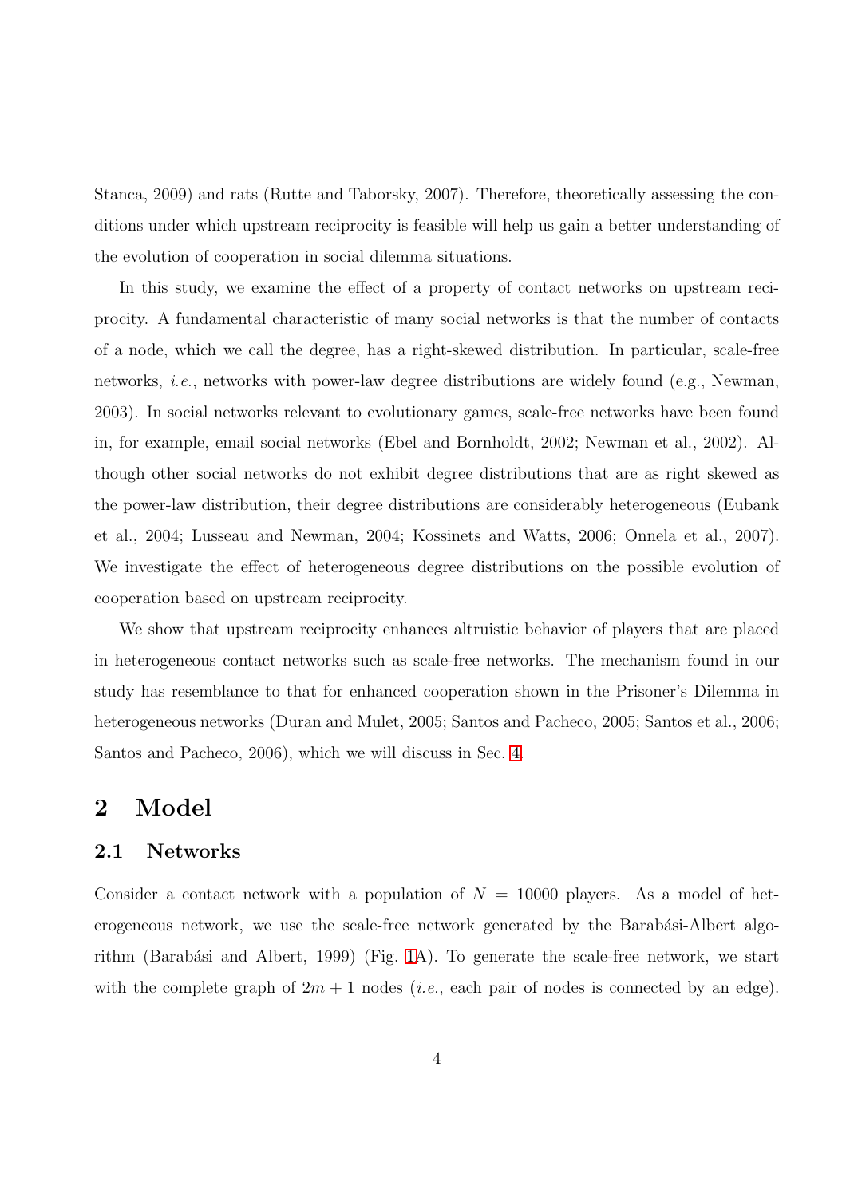Stanca, 2009) and rats (Rutte and Taborsky, 2007). Therefore, theoretically assessing the conditions under which upstream reciprocity is feasible will help us gain a better understanding of the evolution of cooperation in social dilemma situations.

In this study, we examine the effect of a property of contact networks on upstream reciprocity. A fundamental characteristic of many social networks is that the number of contacts of a node, which we call the degree, has a right-skewed distribution. In particular, scale-free networks, *i.e.*, networks with power-law degree distributions are widely found (e.g., Newman, 2003). In social networks relevant to evolutionary games, scale-free networks have been found in, for example, email social networks (Ebel and Bornholdt, 2002; Newman et al., 2002). Although other social networks do not exhibit degree distributions that are as right skewed as the power-law distribution, their degree distributions are considerably heterogeneous (Eubank et al., 2004; Lusseau and Newman, 2004; Kossinets and Watts, 2006; Onnela et al., 2007). We investigate the effect of heterogeneous degree distributions on the possible evolution of cooperation based on upstream reciprocity.

We show that upstream reciprocity enhances altruistic behavior of players that are placed in heterogeneous contact networks such as scale-free networks. The mechanism found in our study has resemblance to that for enhanced cooperation shown in the Prisoner's Dilemma in heterogeneous networks (Duran and Mulet, 2005; Santos and Pacheco, 2005; Santos et al., 2006; Santos and Pacheco, 2006), which we will discuss in Sec. 4.

# 2 Model

## 2.1 Networks

Consider a contact network with a population of $N = 10000$ players. As a model of heterogeneous network, we use the scale-free network generated by the Barabási-Albert algorithm (Barabási and Albert, 1999) (Fig. 1A). To generate the scale-free network, we start with the complete graph of $2m + 1$ nodes (*i.e.*, each pair of nodes is connected by an edge).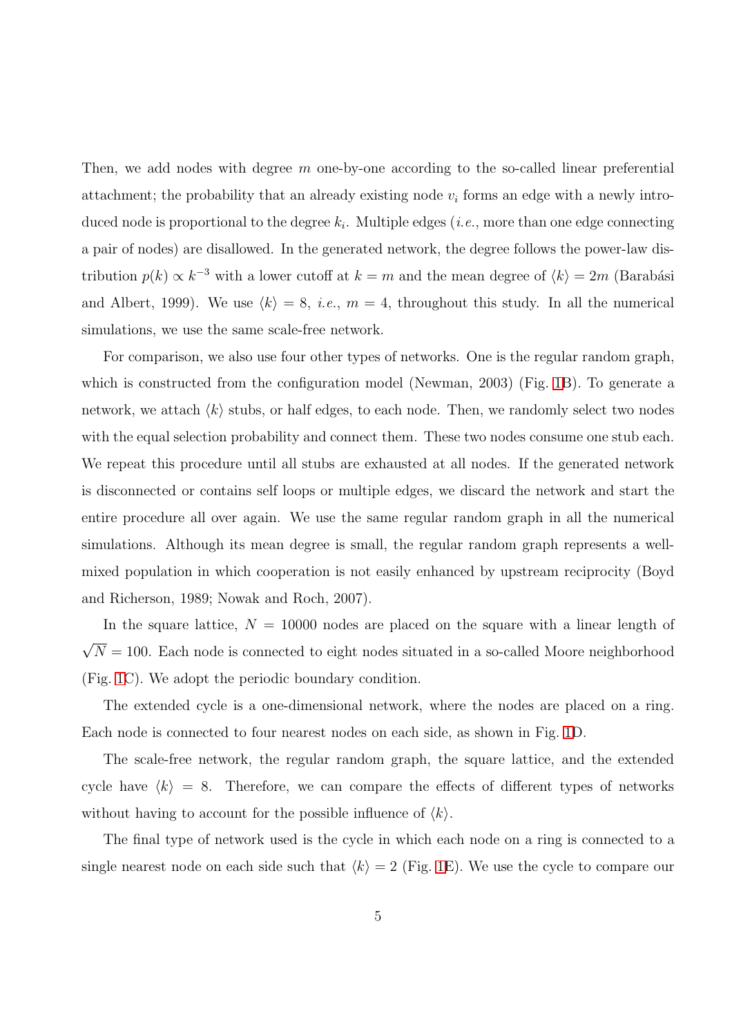Then, we add nodes with degree $m$ one-by-one according to the so-called linear preferential attachment; the probability that an already existing node $v_i$ forms an edge with a newly introduced node is proportional to the degree $k_i$. Multiple edges (*i.e.*, more than one edge connecting a pair of nodes) are disallowed. In the generated network, the degree follows the power-law distribution $p(k) \propto k^{-3}$ with a lower cutoff at $k = m$ and the mean degree of $\langle k \rangle = 2m$ (Barabási and Albert, 1999). We use $\langle k \rangle = 8$, *i.e.*, $m = 4$, throughout this study. In all the numerical simulations, we use the same scale-free network.

For comparison, we also use four other types of networks. One is the regular random graph, which is constructed from the configuration model (Newman, 2003) (Fig. 1B). To generate a network, we attach $\langle k \rangle$ stubs, or half edges, to each node. Then, we randomly select two nodes with the equal selection probability and connect them. These two nodes consume one stub each. We repeat this procedure until all stubs are exhausted at all nodes. If the generated network is disconnected or contains self loops or multiple edges, we discard the network and start the entire procedure all over again. We use the same regular random graph in all the numerical simulations. Although its mean degree is small, the regular random graph represents a well-mixed population in which cooperation is not easily enhanced by upstream reciprocity (Boyd and Richerson, 1989; Nowak and Roch, 2007).

In the square lattice, $N = 10000$ nodes are placed on the square with a linear length of $\sqrt{N} = 100$. Each node is connected to eight nodes situated in a so-called Moore neighborhood (Fig. 1C). We adopt the periodic boundary condition.

The extended cycle is a one-dimensional network, where the nodes are placed on a ring. Each node is connected to four nearest nodes on each side, as shown in Fig. 1D.

The scale-free network, the regular random graph, the square lattice, and the extended cycle have $\langle k \rangle = 8$. Therefore, we can compare the effects of different types of networks without having to account for the possible influence of $\langle k \rangle$.

The final type of network used is the cycle in which each node on a ring is connected to a single nearest node on each side such that $\langle k \rangle = 2$ (Fig. 1E). We use the cycle to compare our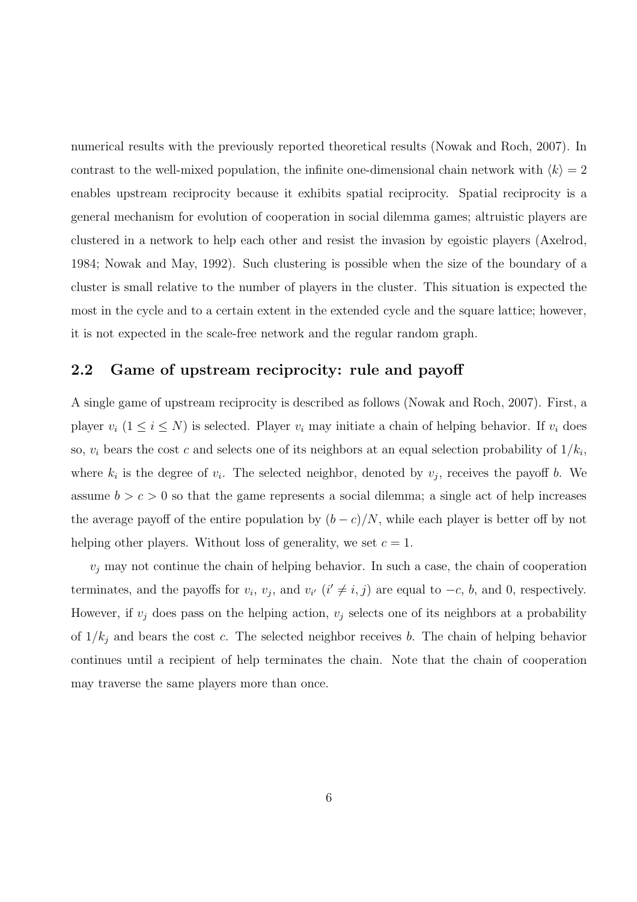numerical results with the previously reported theoretical results (Nowak and Roch, 2007). In contrast to the well-mixed population, the infinite one-dimensional chain network with $\langle k \rangle = 2$ enables upstream reciprocity because it exhibits spatial reciprocity. Spatial reciprocity is a general mechanism for evolution of cooperation in social dilemma games; altruistic players are clustered in a network to help each other and resist the invasion by egoistic players (Axelrod, 1984; Nowak and May, 1992). Such clustering is possible when the size of the boundary of a cluster is small relative to the number of players in the cluster. This situation is expected the most in the cycle and to a certain extent in the extended cycle and the square lattice; however, it is not expected in the scale-free network and the regular random graph.

## 2.2 Game of upstream reciprocity: rule and payoff

A single game of upstream reciprocity is described as follows (Nowak and Roch, 2007). First, a player $v_i$ ($1 \leq i \leq N$) is selected. Player $v_i$ may initiate a chain of helping behavior. If $v_i$ does so, $v_i$ bears the cost $c$ and selects one of its neighbors at an equal selection probability of $1/k_i$, where $k_i$ is the degree of $v_i$. The selected neighbor, denoted by $v_j$, receives the payoff $b$. We assume $b > c > 0$ so that the game represents a social dilemma; a single act of help increases the average payoff of the entire population by $(b - c)/N$, while each player is better off by not helping other players. Without loss of generality, we set $c = 1$.

$v_j$ may not continue the chain of helping behavior. In such a case, the chain of cooperation terminates, and the payoffs for $v_i$, $v_j$, and $v_{i'}$ ($i' \neq i, j$) are equal to $-c$, $b$, and 0, respectively. However, if $v_j$ does pass on the helping action, $v_j$ selects one of its neighbors at a probability of $1/k_j$ and bears the cost $c$. The selected neighbor receives $b$. The chain of helping behavior continues until a recipient of help terminates the chain. Note that the chain of cooperation may traverse the same players more than once.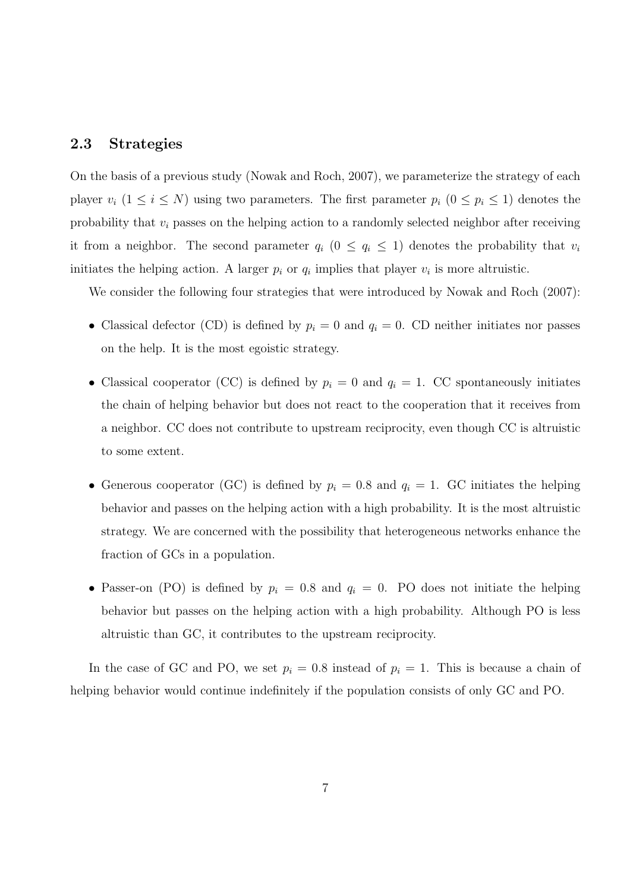### 2.3 Strategies

On the basis of a previous study (Nowak and Roch, 2007), we parameterize the strategy of each player $v_i$ ($1 \leq i \leq N$) using two parameters. The first parameter $p_i$ ($0 \leq p_i \leq 1$) denotes the probability that $v_i$ passes on the helping action to a randomly selected neighbor after receiving it from a neighbor. The second parameter $q_i$ ($0 \leq q_i \leq 1$) denotes the probability that $v_i$ initiates the helping action. A larger $p_i$ or $q_i$ implies that player $v_i$ is more altruistic.

We consider the following four strategies that were introduced by Nowak and Roch (2007):

- Classical defector (CD) is defined by $p_i = 0$ and $q_i = 0$. CD neither initiates nor passes on the help. It is the most egoistic strategy.
- Classical cooperator (CC) is defined by $p_i = 0$ and $q_i = 1$. CC spontaneously initiates the chain of helping behavior but does not react to the cooperation that it receives from a neighbor. CC does not contribute to upstream reciprocity, even though CC is altruistic to some extent.
- Generous cooperator (GC) is defined by $p_i = 0.8$ and $q_i = 1$. GC initiates the helping behavior and passes on the helping action with a high probability. It is the most altruistic strategy. We are concerned with the possibility that heterogeneous networks enhance the fraction of GCs in a population.
- Passer-on (PO) is defined by $p_i = 0.8$ and $q_i = 0$. PO does not initiate the helping behavior but passes on the helping action with a high probability. Although PO is less altruistic than GC, it contributes to the upstream reciprocity.

In the case of GC and PO, we set $p_i = 0.8$ instead of $p_i = 1$. This is because a chain of helping behavior would continue indefinitely if the population consists of only GC and PO.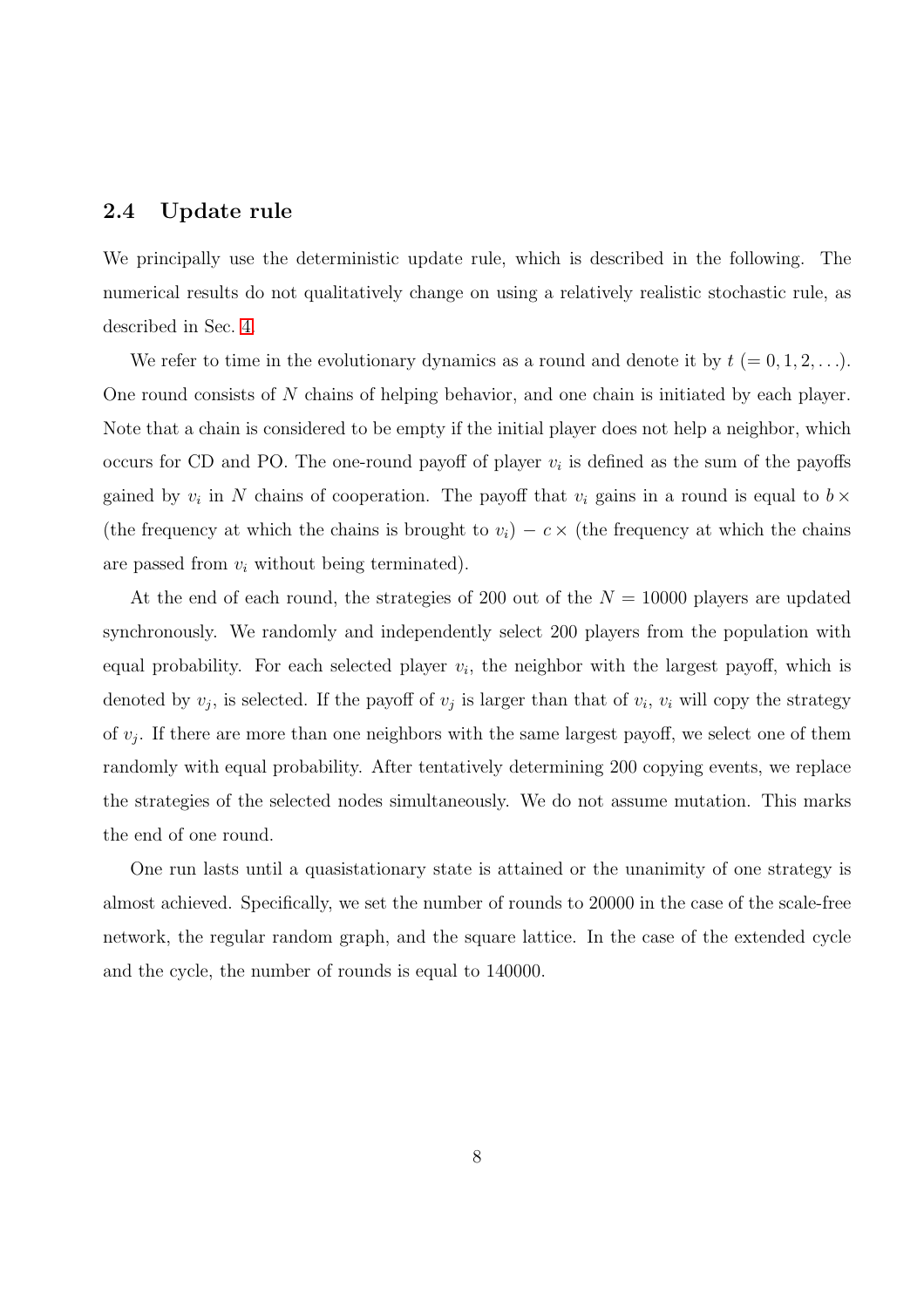### 2.4 Update rule

We principally use the deterministic update rule, which is described in the following. The numerical results do not qualitatively change on using a relatively realistic stochastic rule, as described in Sec. 4.

We refer to time in the evolutionary dynamics as a round and denote it by $t$ $(= 0, 1, 2, \ldots)$. One round consists of $N$ chains of helping behavior, and one chain is initiated by each player. Note that a chain is considered to be empty if the initial player does not help a neighbor, which occurs for CD and PO. The one-round payoff of player $v_i$ is defined as the sum of the payoffs gained by $v_i$ in $N$ chains of cooperation. The payoff that $v_i$ gains in a round is equal to $b \times$ (the frequency at which the chains is brought to $v_i$) $- c \times$ (the frequency at which the chains are passed from $v_i$ without being terminated).

At the end of each round, the strategies of 200 out of the $N = 10000$ players are updated synchronously. We randomly and independently select 200 players from the population with equal probability. For each selected player $v_i$, the neighbor with the largest payoff, which is denoted by $v_j$, is selected. If the payoff of $v_j$ is larger than that of $v_i$, $v_i$ will copy the strategy of $v_j$. If there are more than one neighbors with the same largest payoff, we select one of them randomly with equal probability. After tentatively determining 200 copying events, we replace the strategies of the selected nodes simultaneously. We do not assume mutation. This marks the end of one round.

One run lasts until a quasistationary state is attained or the unanimity of one strategy is almost achieved. Specifically, we set the number of rounds to 20000 in the case of the scale-free network, the regular random graph, and the square lattice. In the case of the extended cycle and the cycle, the number of rounds is equal to 140000.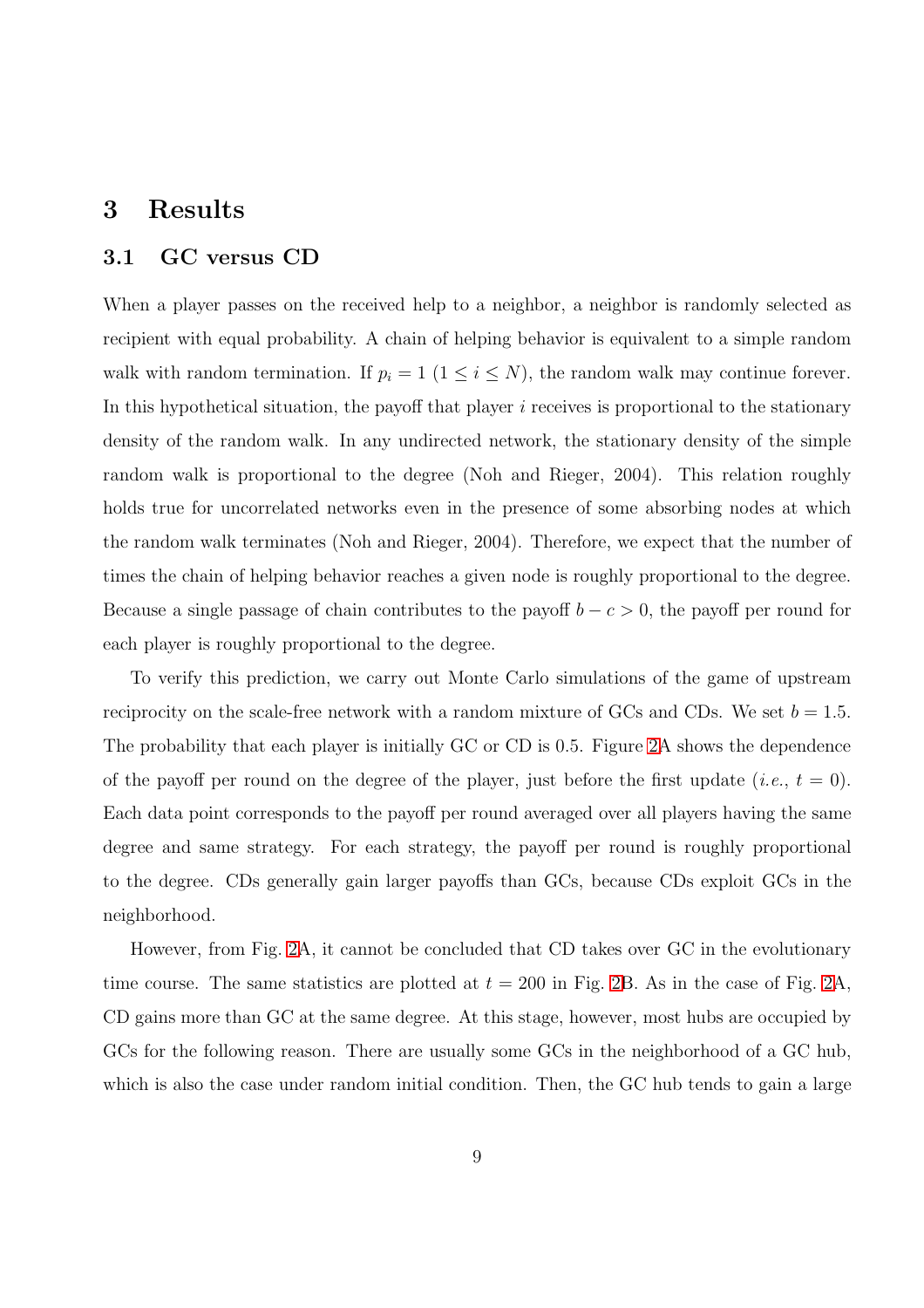# 3 Results

## 3.1 GC versus CD

When a player passes on the received help to a neighbor, a neighbor is randomly selected as recipient with equal probability. A chain of helping behavior is equivalent to a simple random walk with random termination. If $p_i = 1$ ($1 \leq i \leq N$), the random walk may continue forever. In this hypothetical situation, the payoff that player $i$ receives is proportional to the stationary density of the random walk. In any undirected network, the stationary density of the simple random walk is proportional to the degree (Noh and Rieger, 2004). This relation roughly holds true for uncorrelated networks even in the presence of some absorbing nodes at which the random walk terminates (Noh and Rieger, 2004). Therefore, we expect that the number of times the chain of helping behavior reaches a given node is roughly proportional to the degree. Because a single passage of chain contributes to the payoff $b - c > 0$, the payoff per round for each player is roughly proportional to the degree.

To verify this prediction, we carry out Monte Carlo simulations of the game of upstream reciprocity on the scale-free network with a random mixture of GCs and CDs. We set $b = 1.5$. The probability that each player is initially GC or CD is 0.5. Figure 2A shows the dependence of the payoff per round on the degree of the player, just before the first update (*i.e.*, $t = 0$). Each data point corresponds to the payoff per round averaged over all players having the same degree and same strategy. For each strategy, the payoff per round is roughly proportional to the degree. CDs generally gain larger payoffs than GCs, because CDs exploit GCs in the neighborhood.

However, from Fig. 2A, it cannot be concluded that CD takes over GC in the evolutionary time course. The same statistics are plotted at $t = 200$ in Fig. 2B. As in the case of Fig. 2A, CD gains more than GC at the same degree. At this stage, however, most hubs are occupied by GCs for the following reason. There are usually some GCs in the neighborhood of a GC hub, which is also the case under random initial condition. Then, the GC hub tends to gain a large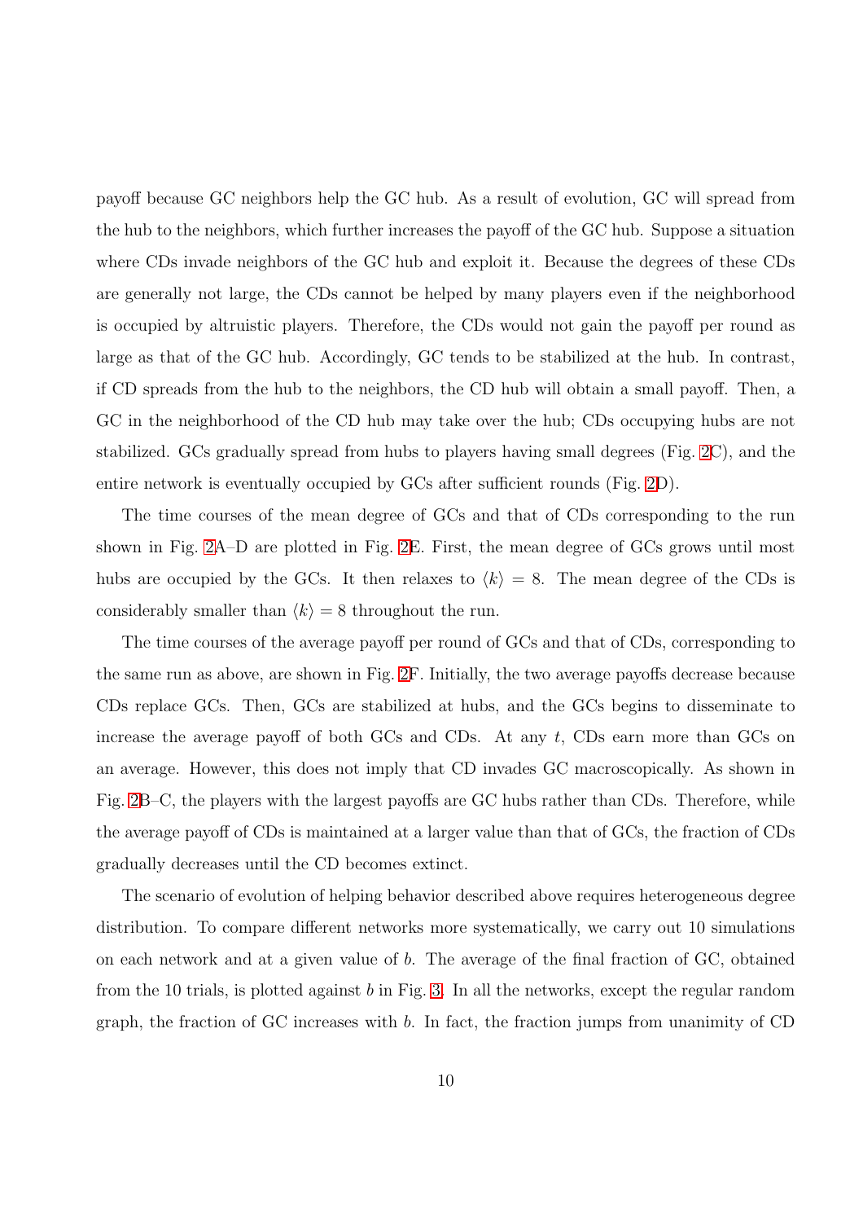payoff because GC neighbors help the GC hub. As a result of evolution, GC will spread from the hub to the neighbors, which further increases the payoff of the GC hub. Suppose a situation where CDs invade neighbors of the GC hub and exploit it. Because the degrees of these CDs are generally not large, the CDs cannot be helped by many players even if the neighborhood is occupied by altruistic players. Therefore, the CDs would not gain the payoff per round as large as that of the GC hub. Accordingly, GC tends to be stabilized at the hub. In contrast, if CD spreads from the hub to the neighbors, the CD hub will obtain a small payoff. Then, a GC in the neighborhood of the CD hub may take over the hub; CDs occupying hubs are not stabilized. GCs gradually spread from hubs to players having small degrees (Fig. 2C), and the entire network is eventually occupied by GCs after sufficient rounds (Fig. 2D).

The time courses of the mean degree of GCs and that of CDs corresponding to the run shown in Fig. 2A–D are plotted in Fig. 2E. First, the mean degree of GCs grows until most hubs are occupied by the GCs. It then relaxes to $\langle k \rangle = 8$. The mean degree of the CDs is considerably smaller than $\langle k \rangle = 8$ throughout the run.

The time courses of the average payoff per round of GCs and that of CDs, corresponding to the same run as above, are shown in Fig. 2F. Initially, the two average payoffs decrease because CDs replace GCs. Then, GCs are stabilized at hubs, and the GCs begins to disseminate to increase the average payoff of both GCs and CDs. At any $t$, CDs earn more than GCs on an average. However, this does not imply that CD invades GC macroscopically. As shown in Fig. 2B–C, the players with the largest payoffs are GC hubs rather than CDs. Therefore, while the average payoff of CDs is maintained at a larger value than that of GCs, the fraction of CDs gradually decreases until the CD becomes extinct.

The scenario of evolution of helping behavior described above requires heterogeneous degree distribution. To compare different networks more systematically, we carry out 10 simulations on each network and at a given value of $b$. The average of the final fraction of GC, obtained from the 10 trials, is plotted against $b$ in Fig. 3. In all the networks, except the regular random graph, the fraction of GC increases with $b$. In fact, the fraction jumps from unanimity of CD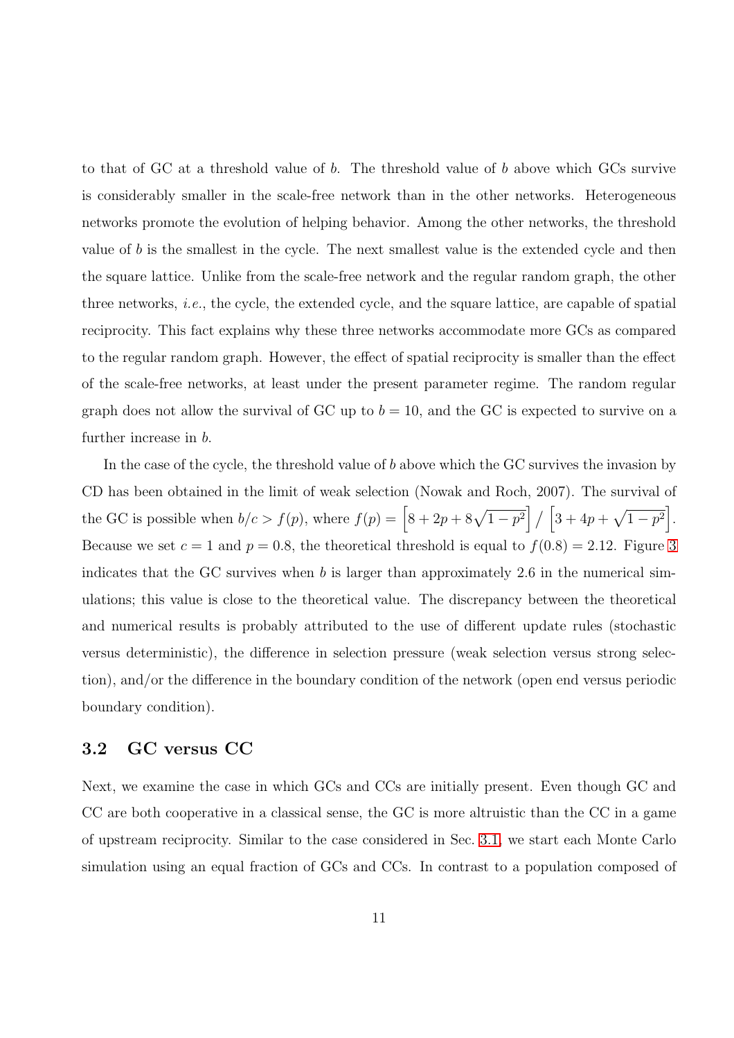to that of GC at a threshold value of $b$. The threshold value of $b$ above which GCs survive is considerably smaller in the scale-free network than in the other networks. Heterogeneous networks promote the evolution of helping behavior. Among the other networks, the threshold value of $b$ is the smallest in the cycle. The next smallest value is the extended cycle and then the square lattice. Unlike from the scale-free network and the regular random graph, the other three networks, *i.e.*, the cycle, the extended cycle, and the square lattice, are capable of spatial reciprocity. This fact explains why these three networks accommodate more GCs as compared to the regular random graph. However, the effect of spatial reciprocity is smaller than the effect of the scale-free networks, at least under the present parameter regime. The random regular graph does not allow the survival of GC up to $b = 10$, and the GC is expected to survive on a further increase in $b$.

In the case of the cycle, the threshold value of $b$ above which the GC survives the invasion by CD has been obtained in the limit of weak selection (Nowak and Roch, 2007). The survival of the GC is possible when $b/c > f(p)$, where $f(p) = \left[8 + 2p + 8\sqrt{1-p^2}\right] / \left[3 + 4p + \sqrt{1-p^2}\right]$. Because we set $c = 1$ and $p = 0.8$, the theoretical threshold is equal to $f(0.8) = 2.12$. Figure 3 indicates that the GC survives when $b$ is larger than approximately 2.6 in the numerical simulations; this value is close to the theoretical value. The discrepancy between the theoretical and numerical results is probably attributed to the use of different update rules (stochastic versus deterministic), the difference in selection pressure (weak selection versus strong selection), and/or the difference in the boundary condition of the network (open end versus periodic boundary condition).

## 3.2 GC versus CC

Next, we examine the case in which GCs and CCs are initially present. Even though GC and CC are both cooperative in a classical sense, the GC is more altruistic than the CC in a game of upstream reciprocity. Similar to the case considered in Sec. 3.1, we start each Monte Carlo simulation using an equal fraction of GCs and CCs. In contrast to a population composed of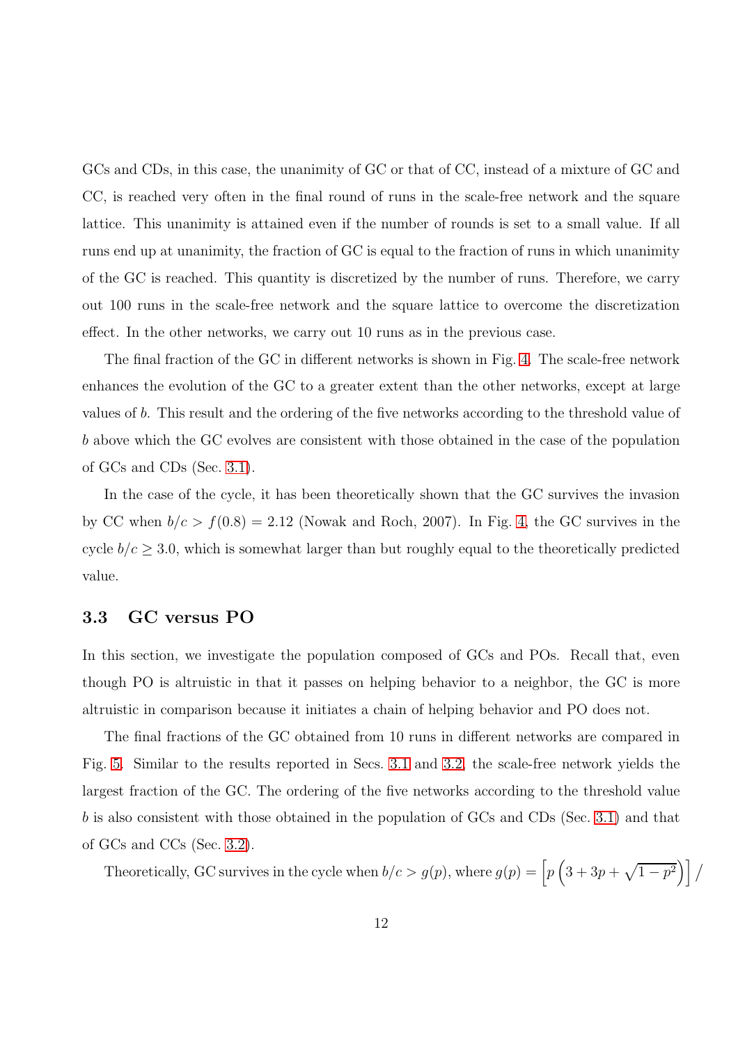GCs and CDs, in this case, the unanimity of GC or that of CC, instead of a mixture of GC and CC, is reached very often in the final round of runs in the scale-free network and the square lattice. This unanimity is attained even if the number of rounds is set to a small value. If all runs end up at unanimity, the fraction of GC is equal to the fraction of runs in which unanimity of the GC is reached. This quantity is discretized by the number of runs. Therefore, we carry out 100 runs in the scale-free network and the square lattice to overcome the discretization effect. In the other networks, we carry out 10 runs as in the previous case.

The final fraction of the GC in different networks is shown in Fig. 4. The scale-free network enhances the evolution of the GC to a greater extent than the other networks, except at large values of $b$. This result and the ordering of the five networks according to the threshold value of $b$ above which the GC evolves are consistent with those obtained in the case of the population of GCs and CDs (Sec. 3.1).

In the case of the cycle, it has been theoretically shown that the GC survives the invasion by CC when $b/c > f(0.8) = 2.12$ (Nowak and Roch, 2007). In Fig. 4, the GC survives in the cycle $b/c \geq 3.0$, which is somewhat larger than but roughly equal to the theoretically predicted value.

### 3.3 GC versus PO

In this section, we investigate the population composed of GCs and POs. Recall that, even though PO is altruistic in that it passes on helping behavior to a neighbor, the GC is more altruistic in comparison because it initiates a chain of helping behavior and PO does not.

The final fractions of the GC obtained from 10 runs in different networks are compared in Fig. 5. Similar to the results reported in Secs. 3.1 and 3.2, the scale-free network yields the largest fraction of the GC. The ordering of the five networks according to the threshold value $b$ is also consistent with those obtained in the population of GCs and CDs (Sec. 3.1) and that of GCs and CCs (Sec. 3.2).

Theoretically, GC survives in the cycle when $b/c > g(p)$, where $g(p) = \left[p\left(3 + 3p + \sqrt{1-p^2}\right)\right] /$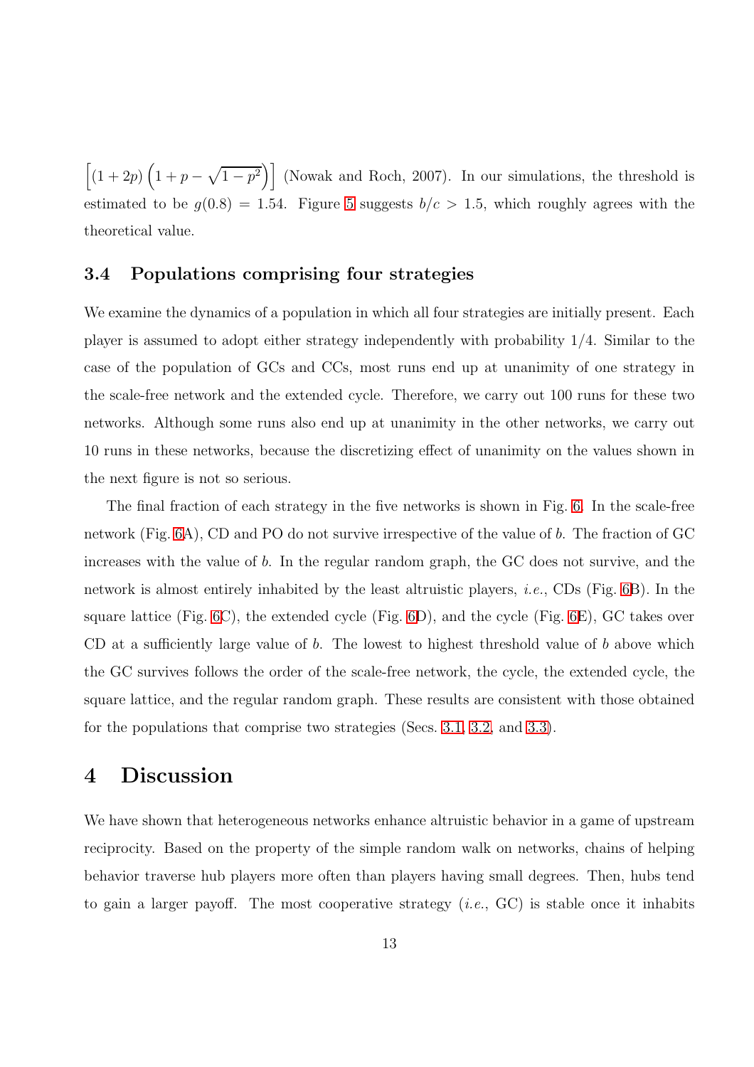$\left[(1+2p)\left(1+p-\sqrt{1-p^2}\right)\right]$ (Nowak and Roch, 2007). In our simulations, the threshold is estimated to be $g(0.8) = 1.54$. Figure 5 suggests $b/c > 1.5$, which roughly agrees with the theoretical value.

### 3.4 Populations comprising four strategies

We examine the dynamics of a population in which all four strategies are initially present. Each player is assumed to adopt either strategy independently with probability 1/4. Similar to the case of the population of GCs and CCs, most runs end up at unanimity of one strategy in the scale-free network and the extended cycle. Therefore, we carry out 100 runs for these two networks. Although some runs also end up at unanimity in the other networks, we carry out 10 runs in these networks, because the discretizing effect of unanimity on the values shown in the next figure is not so serious.

The final fraction of each strategy in the five networks is shown in Fig. 6. In the scale-free network (Fig. 6A), CD and PO do not survive irrespective of the value of $b$. The fraction of GC increases with the value of $b$. In the regular random graph, the GC does not survive, and the network is almost entirely inhabited by the least altruistic players, *i.e.*, CDs (Fig. 6B). In the square lattice (Fig. 6C), the extended cycle (Fig. 6D), and the cycle (Fig. 6E), GC takes over CD at a sufficiently large value of $b$. The lowest to highest threshold value of $b$ above which the GC survives follows the order of the scale-free network, the cycle, the extended cycle, the square lattice, and the regular random graph. These results are consistent with those obtained for the populations that comprise two strategies (Secs. 3.1, 3.2, and 3.3).

## 4 Discussion

We have shown that heterogeneous networks enhance altruistic behavior in a game of upstream reciprocity. Based on the property of the simple random walk on networks, chains of helping behavior traverse hub players more often than players having small degrees. Then, hubs tend to gain a larger payoff. The most cooperative strategy (*i.e.*, GC) is stable once it inhabits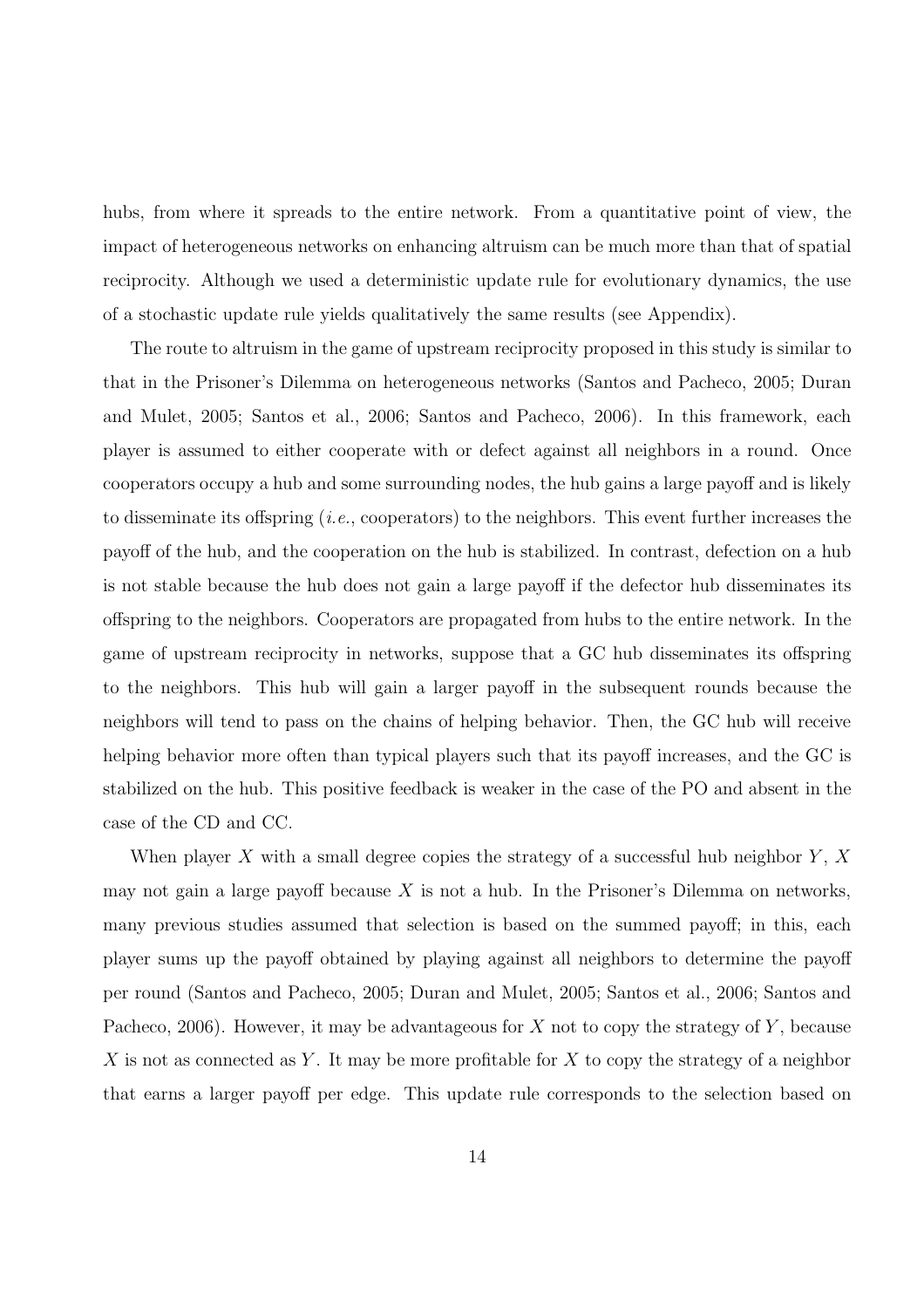hubs, from where it spreads to the entire network. From a quantitative point of view, the impact of heterogeneous networks on enhancing altruism can be much more than that of spatial reciprocity. Although we used a deterministic update rule for evolutionary dynamics, the use of a stochastic update rule yields qualitatively the same results (see Appendix).

The route to altruism in the game of upstream reciprocity proposed in this study is similar to that in the Prisoner's Dilemma on heterogeneous networks (Santos and Pacheco, 2005; Duran and Mulet, 2005; Santos et al., 2006; Santos and Pacheco, 2006). In this framework, each player is assumed to either cooperate with or defect against all neighbors in a round. Once cooperators occupy a hub and some surrounding nodes, the hub gains a large payoff and is likely to disseminate its offspring (*i.e.*, cooperators) to the neighbors. This event further increases the payoff of the hub, and the cooperation on the hub is stabilized. In contrast, defection on a hub is not stable because the hub does not gain a large payoff if the defector hub disseminates its offspring to the neighbors. Cooperators are propagated from hubs to the entire network. In the game of upstream reciprocity in networks, suppose that a GC hub disseminates its offspring to the neighbors. This hub will gain a larger payoff in the subsequent rounds because the neighbors will tend to pass on the chains of helping behavior. Then, the GC hub will receive helping behavior more often than typical players such that its payoff increases, and the GC is stabilized on the hub. This positive feedback is weaker in the case of the PO and absent in the case of the CD and CC.

When player $X$ with a small degree copies the strategy of a successful hub neighbor $Y$, $X$ may not gain a large payoff because $X$ is not a hub. In the Prisoner's Dilemma on networks, many previous studies assumed that selection is based on the summed payoff; in this, each player sums up the payoff obtained by playing against all neighbors to determine the payoff per round (Santos and Pacheco, 2005; Duran and Mulet, 2005; Santos et al., 2006; Santos and Pacheco, 2006). However, it may be advantageous for $X$ not to copy the strategy of $Y$, because $X$ is not as connected as $Y$. It may be more profitable for $X$ to copy the strategy of a neighbor that earns a larger payoff per edge. This update rule corresponds to the selection based on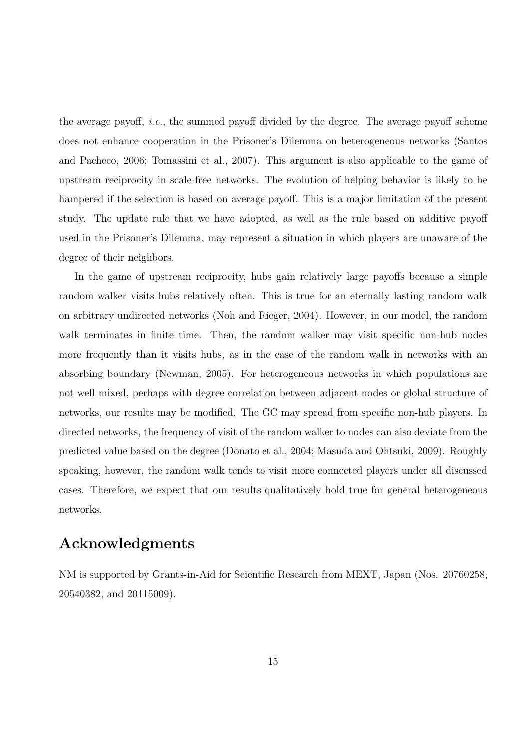the average payoff, *i.e.*, the summed payoff divided by the degree. The average payoff scheme does not enhance cooperation in the Prisoner's Dilemma on heterogeneous networks (Santos and Pacheco, 2006; Tomassini et al., 2007). This argument is also applicable to the game of upstream reciprocity in scale-free networks. The evolution of helping behavior is likely to be hampered if the selection is based on average payoff. This is a major limitation of the present study. The update rule that we have adopted, as well as the rule based on additive payoff used in the Prisoner's Dilemma, may represent a situation in which players are unaware of the degree of their neighbors.

In the game of upstream reciprocity, hubs gain relatively large payoffs because a simple random walker visits hubs relatively often. This is true for an eternally lasting random walk on arbitrary undirected networks (Noh and Rieger, 2004). However, in our model, the random walk terminates in finite time. Then, the random walker may visit specific non-hub nodes more frequently than it visits hubs, as in the case of the random walk in networks with an absorbing boundary (Newman, 2005). For heterogeneous networks in which populations are not well mixed, perhaps with degree correlation between adjacent nodes or global structure of networks, our results may be modified. The GC may spread from specific non-hub players. In directed networks, the frequency of visit of the random walker to nodes can also deviate from the predicted value based on the degree (Donato et al., 2004; Masuda and Ohtsuki, 2009). Roughly speaking, however, the random walk tends to visit more connected players under all discussed cases. Therefore, we expect that our results qualitatively hold true for general heterogeneous networks.

## Acknowledgments

NM is supported by Grants-in-Aid for Scientific Research from MEXT, Japan (Nos. 20760258, 20540382, and 20115009).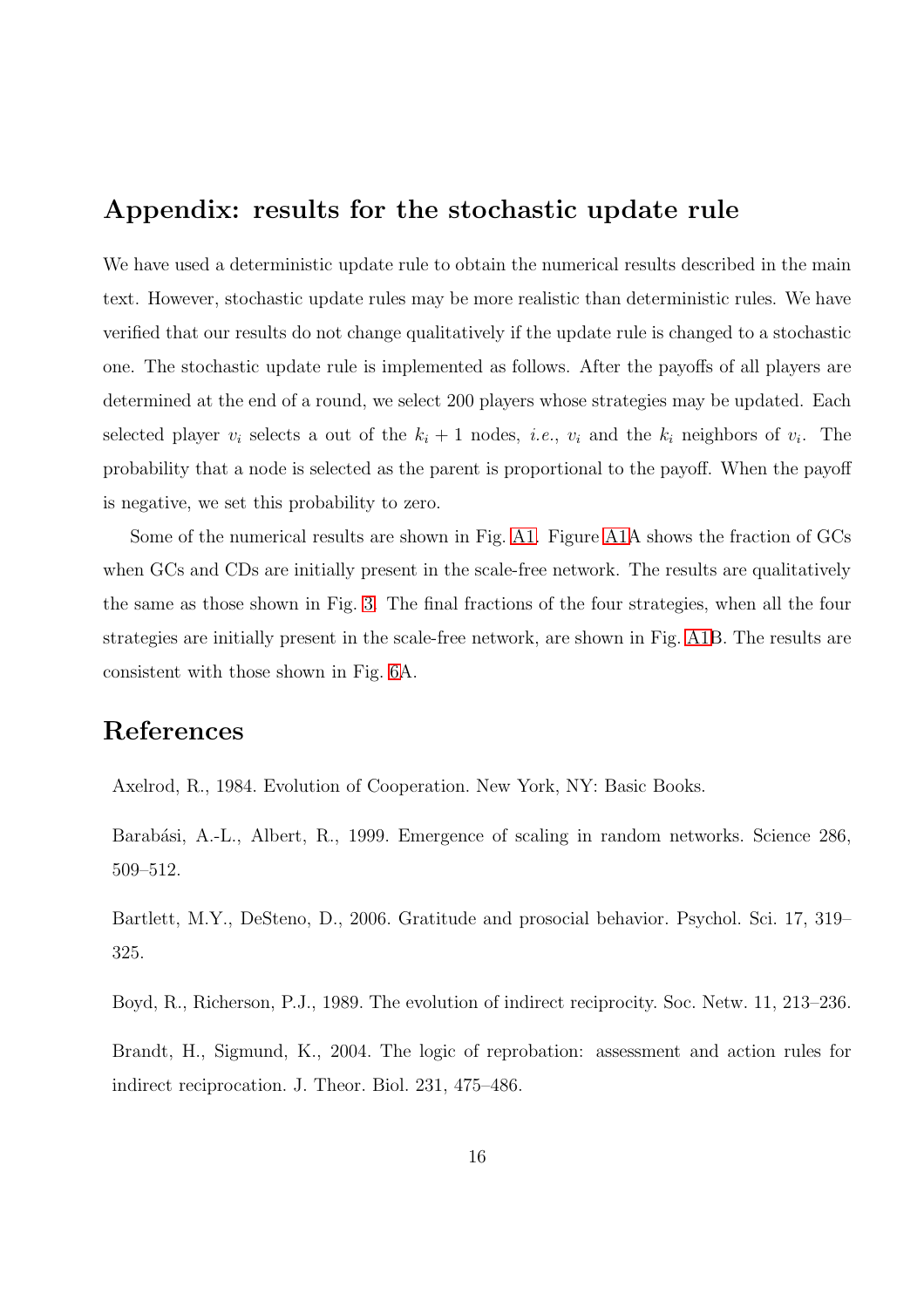## Appendix: results for the stochastic update rule

We have used a deterministic update rule to obtain the numerical results described in the main text. However, stochastic update rules may be more realistic than deterministic rules. We have verified that our results do not change qualitatively if the update rule is changed to a stochastic one. The stochastic update rule is implemented as follows. After the payoffs of all players are determined at the end of a round, we select 200 players whose strategies may be updated. Each selected player $v_i$ selects a out of the $k_i + 1$ nodes, *i.e.*, $v_i$ and the $k_i$ neighbors of $v_i$. The probability that a node is selected as the parent is proportional to the payoff. When the payoff is negative, we set this probability to zero.

Some of the numerical results are shown in Fig. A1. Figure A1A shows the fraction of GCs when GCs and CDs are initially present in the scale-free network. The results are qualitatively the same as those shown in Fig. 3. The final fractions of the four strategies, when all the four strategies are initially present in the scale-free network, are shown in Fig. A1B. The results are consistent with those shown in Fig. 6A.

## References

Axelrod, R., 1984. Evolution of Cooperation. New York, NY: Basic Books.

Barabási, A.-L., Albert, R., 1999. Emergence of scaling in random networks. Science 286, 509–512.

Bartlett, M.Y., DeSteno, D., 2006. Gratitude and prosocial behavior. Psychol. Sci. 17, 319–325.

Boyd, R., Richerson, P.J., 1989. The evolution of indirect reciprocity. Soc. Netw. 11, 213–236.

Brandt, H., Sigmund, K., 2004. The logic of reprobation: assessment and action rules for indirect reciprocation. J. Theor. Biol. 231, 475–486.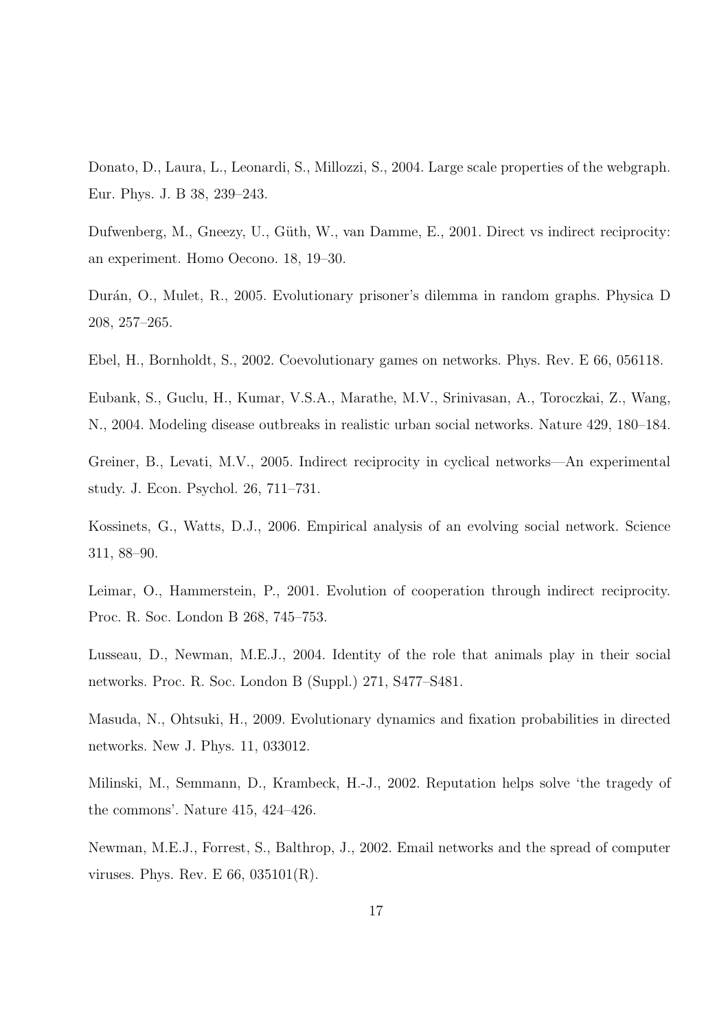Donato, D., Laura, L., Leonardi, S., Millozzi, S., 2004. Large scale properties of the webgraph. Eur. Phys. J. B 38, 239–243.

Dufwenberg, M., Gneezy, U., Güth, W., van Damme, E., 2001. Direct vs indirect reciprocity: an experiment. Homo Oecono. 18, 19–30.

Durán, O., Mulet, R., 2005. Evolutionary prisoner's dilemma in random graphs. Physica D 208, 257–265.

Ebel, H., Bornholdt, S., 2002. Coevolutionary games on networks. Phys. Rev. E 66, 056118.

Eubank, S., Guclu, H., Kumar, V.S.A., Marathe, M.V., Srinivasan, A., Toroczkai, Z., Wang, N., 2004. Modeling disease outbreaks in realistic urban social networks. Nature 429, 180–184.

Greiner, B., Levati, M.V., 2005. Indirect reciprocity in cyclical networks—An experimental study. J. Econ. Psychol. 26, 711–731.

Kossinets, G., Watts, D.J., 2006. Empirical analysis of an evolving social network. Science 311, 88–90.

Leimar, O., Hammerstein, P., 2001. Evolution of cooperation through indirect reciprocity. Proc. R. Soc. London B 268, 745–753.

Lusseau, D., Newman, M.E.J., 2004. Identity of the role that animals play in their social networks. Proc. R. Soc. London B (Suppl.) 271, S477–S481.

Masuda, N., Ohtsuki, H., 2009. Evolutionary dynamics and fixation probabilities in directed networks. New J. Phys. 11, 033012.

Milinski, M., Semmann, D., Krambeck, H.-J., 2002. Reputation helps solve 'the tragedy of the commons'. Nature 415, 424–426.

Newman, M.E.J., Forrest, S., Balthrop, J., 2002. Email networks and the spread of computer viruses. Phys. Rev. E 66, 035101(R).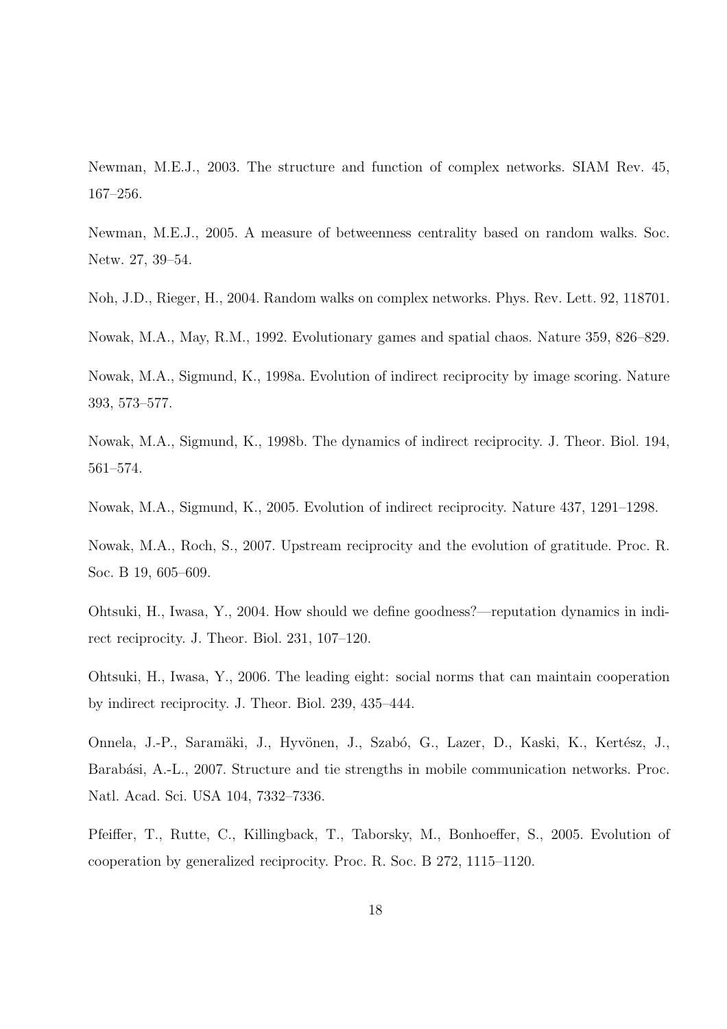Newman, M.E.J., 2003. The structure and function of complex networks. SIAM Rev. 45, 167–256.

Newman, M.E.J., 2005. A measure of betweenness centrality based on random walks. Soc. Netw. 27, 39–54.

Noh, J.D., Rieger, H., 2004. Random walks on complex networks. Phys. Rev. Lett. 92, 118701.

Nowak, M.A., May, R.M., 1992. Evolutionary games and spatial chaos. Nature 359, 826–829.

Nowak, M.A., Sigmund, K., 1998a. Evolution of indirect reciprocity by image scoring. Nature 393, 573–577.

Nowak, M.A., Sigmund, K., 1998b. The dynamics of indirect reciprocity. J. Theor. Biol. 194, 561–574.

Nowak, M.A., Sigmund, K., 2005. Evolution of indirect reciprocity. Nature 437, 1291–1298.

Nowak, M.A., Roch, S., 2007. Upstream reciprocity and the evolution of gratitude. Proc. R. Soc. B 19, 605–609.

Ohtsuki, H., Iwasa, Y., 2004. How should we define goodness?—reputation dynamics in indirect reciprocity. J. Theor. Biol. 231, 107–120.

Ohtsuki, H., Iwasa, Y., 2006. The leading eight: social norms that can maintain cooperation by indirect reciprocity. J. Theor. Biol. 239, 435–444.

Onnela, J.-P., Saramäki, J., Hyvönen, J., Szabó, G., Lazer, D., Kaski, K., Kertész, J., Barabási, A.-L., 2007. Structure and tie strengths in mobile communication networks. Proc. Natl. Acad. Sci. USA 104, 7332–7336.

Pfeiffer, T., Rutte, C., Killingback, T., Taborsky, M., Bonhoeffer, S., 2005. Evolution of cooperation by generalized reciprocity. Proc. R. Soc. B 272, 1115–1120.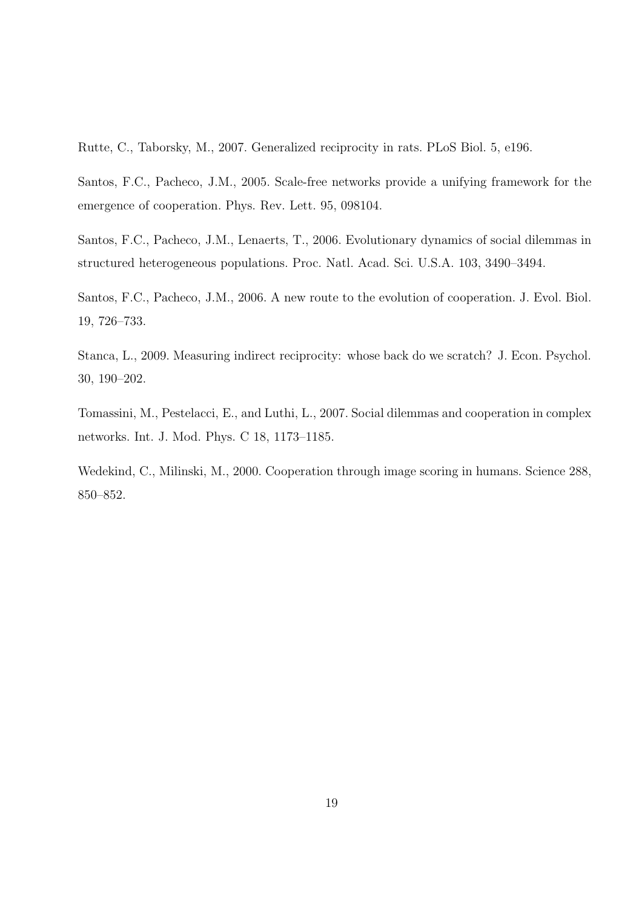Rutte, C., Taborsky, M., 2007. Generalized reciprocity in rats. PLoS Biol. 5, e196.

Santos, F.C., Pacheco, J.M., 2005. Scale-free networks provide a unifying framework for the emergence of cooperation. Phys. Rev. Lett. 95, 098104.

Santos, F.C., Pacheco, J.M., Lenaerts, T., 2006. Evolutionary dynamics of social dilemmas in structured heterogeneous populations. Proc. Natl. Acad. Sci. U.S.A. 103, 3490–3494.

Santos, F.C., Pacheco, J.M., 2006. A new route to the evolution of cooperation. J. Evol. Biol. 19, 726–733.

Stanca, L., 2009. Measuring indirect reciprocity: whose back do we scratch? J. Econ. Psychol. 30, 190–202.

Tomassini, M., Pestelacci, E., and Luthi, L., 2007. Social dilemmas and cooperation in complex networks. Int. J. Mod. Phys. C 18, 1173–1185.

Wedekind, C., Milinski, M., 2000. Cooperation through image scoring in humans. Science 288, 850–852.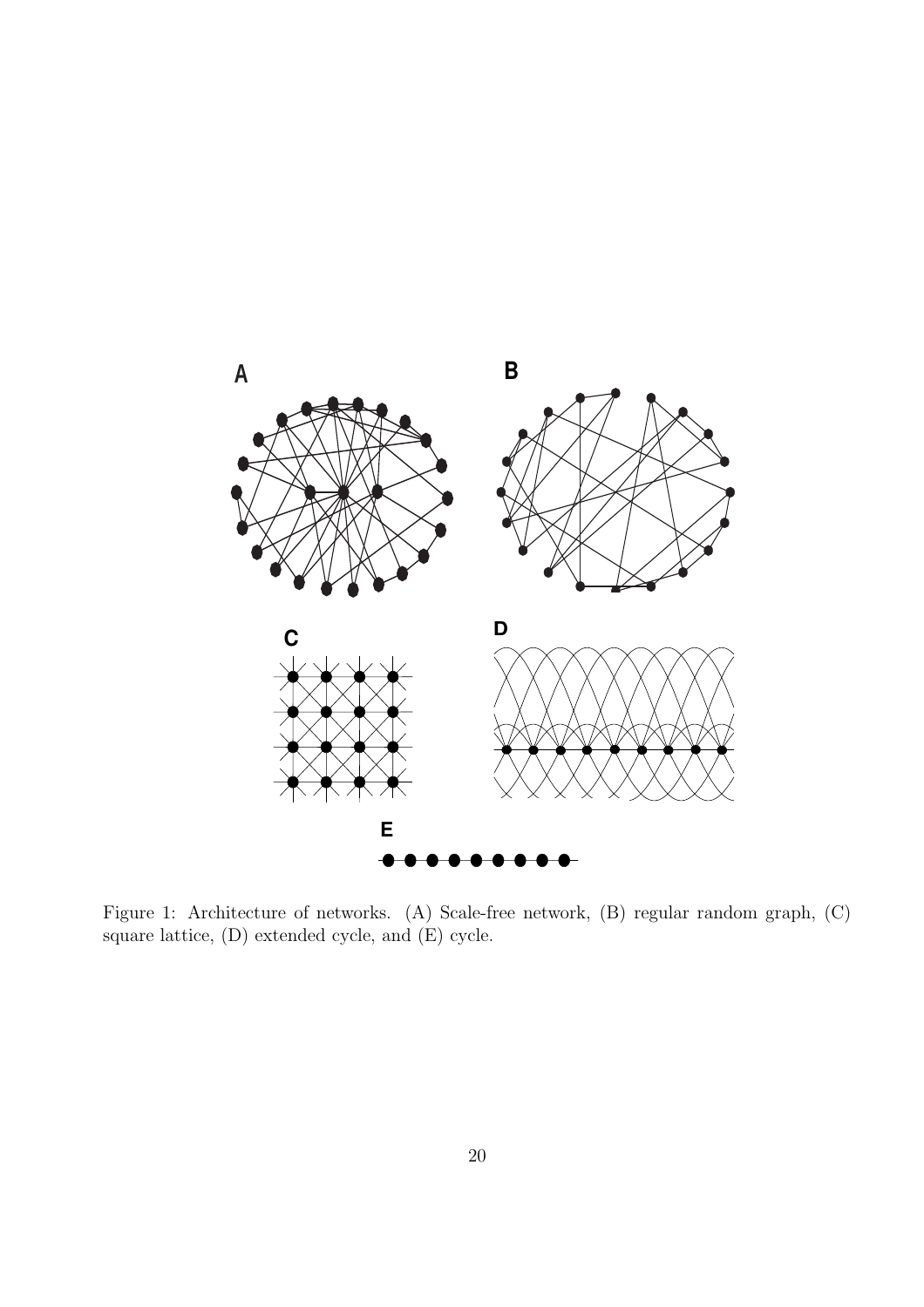Figure 1: Architecture of networks. (A) Scale-free network, (B) regular random graph, (C) square lattice, (D) extended cycle, and (E) cycle.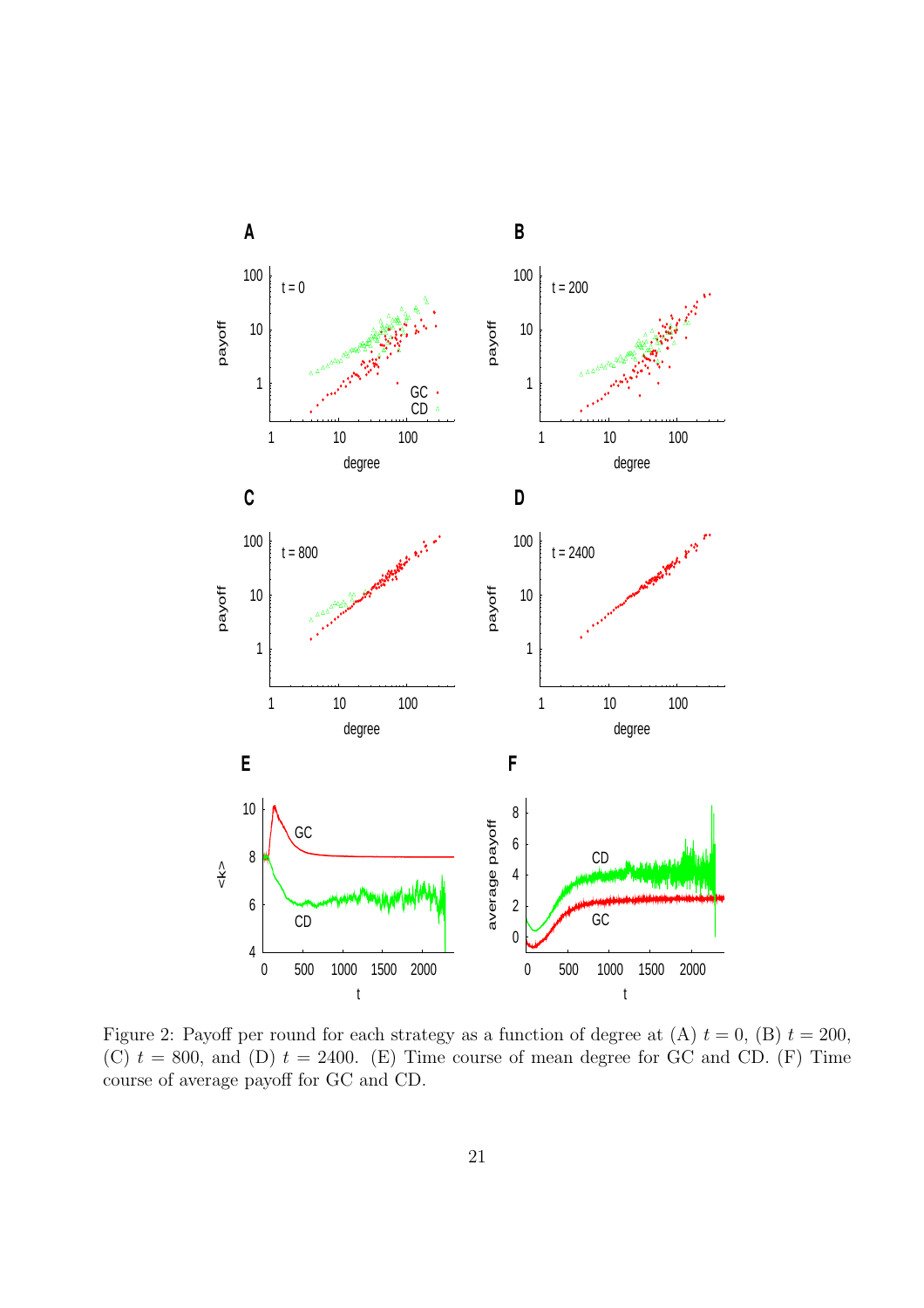Figure 2: Payoff per round for each strategy as a function of degree at (A) $t = 0$, (B) $t = 200$, (C) $t = 800$, and (D) $t = 2400$. (E) Time course of mean degree for GC and CD. (F) Time course of average payoff for GC and CD.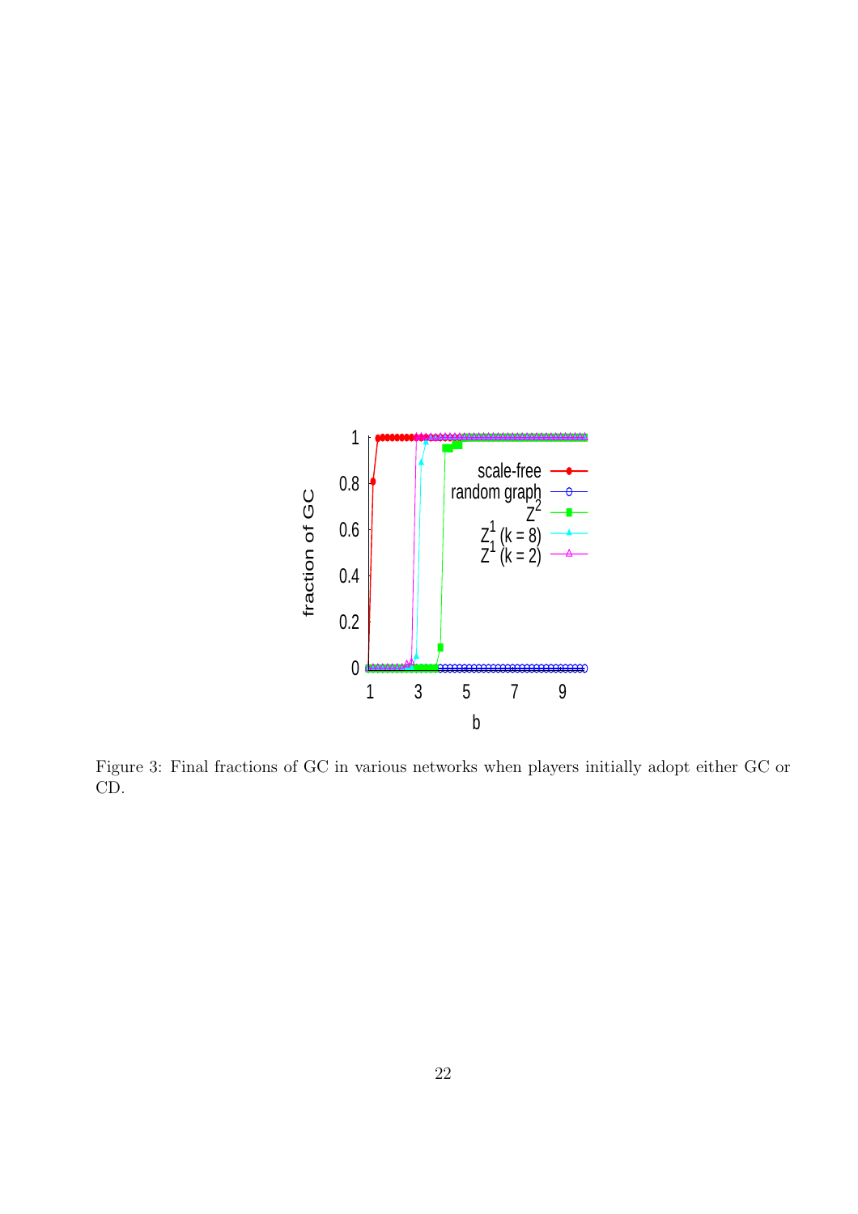Figure 3: Final fractions of GC in various networks when players initially adopt either GC or CD.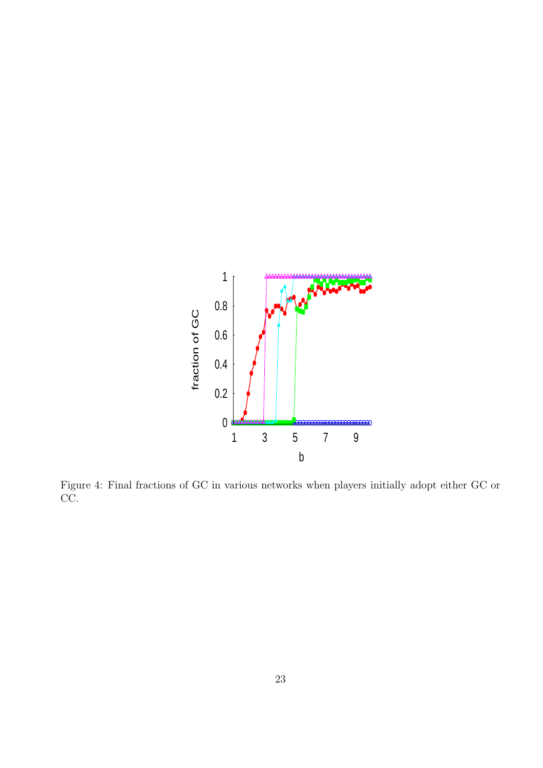Figure 4: Final fractions of GC in various networks when players initially adopt either GC or CC.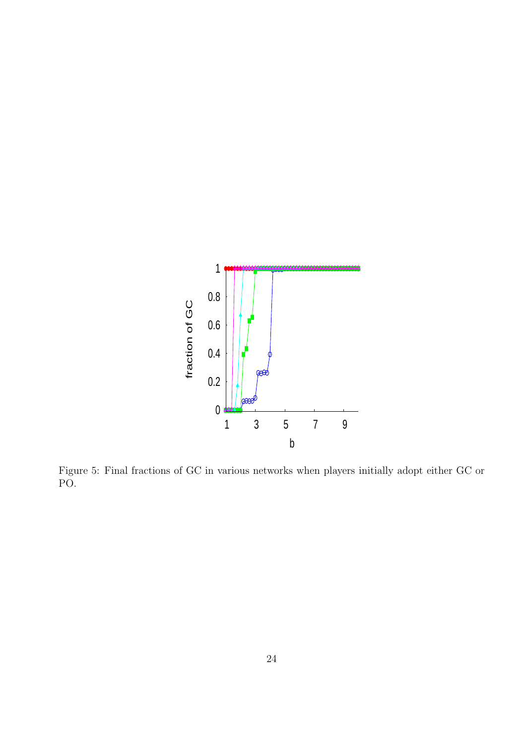Figure 5: Final fractions of GC in various networks when players initially adopt either GC or PO.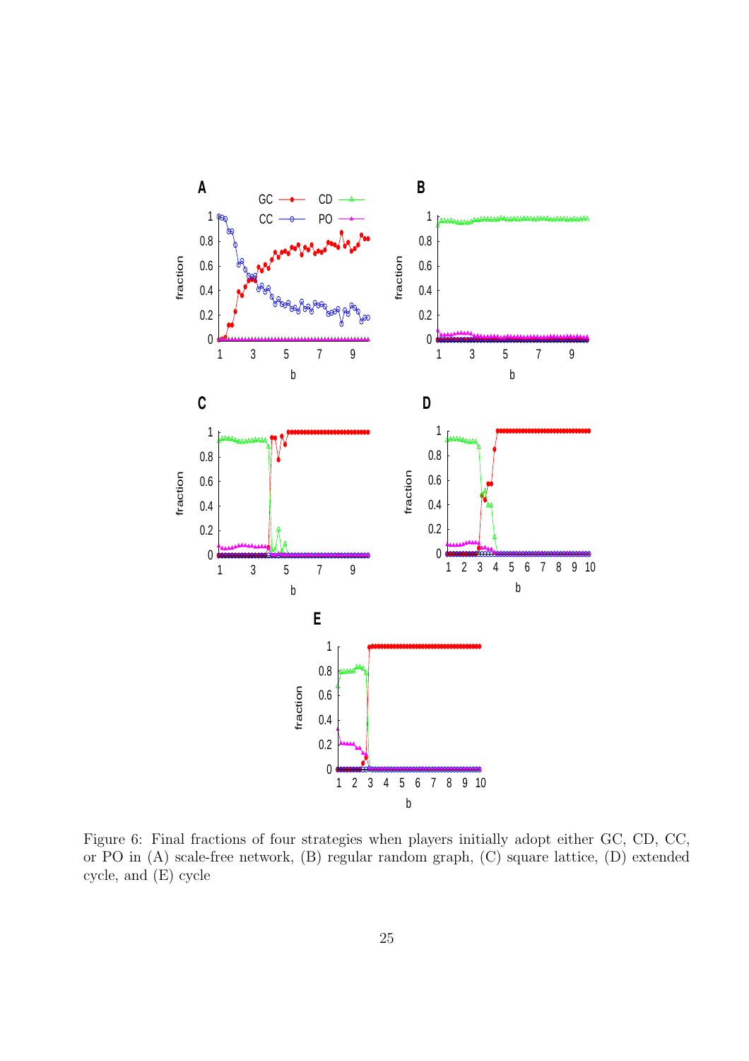Figure 6: Final fractions of four strategies when players initially adopt either GC, CD, CC, or PO in (A) scale-free network, (B) regular random graph, (C) square lattice, (D) extended cycle, and (E) cycle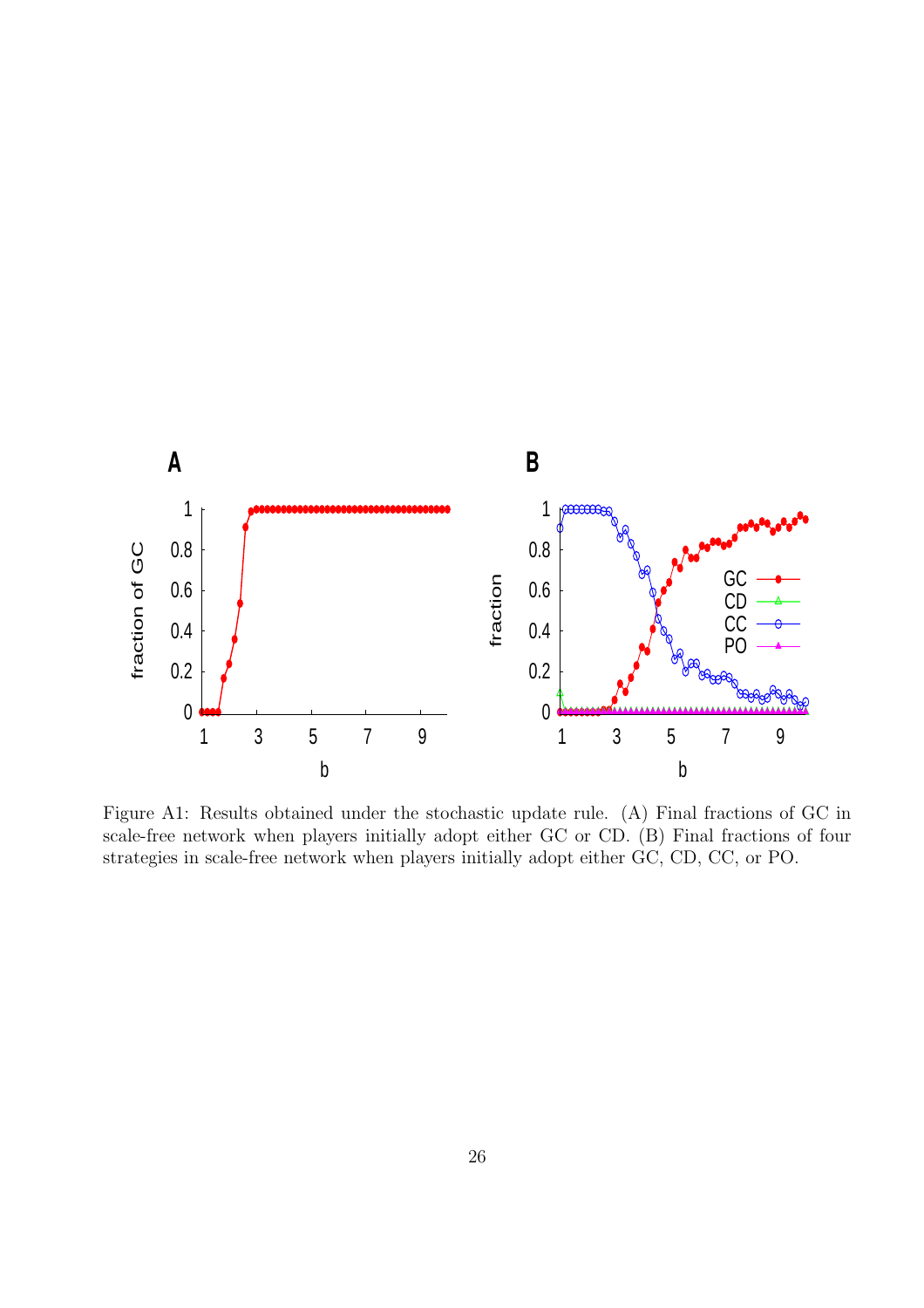A

fraction of GC

1
0.8
0.6
0.4
0.2
0

1 3 5 7 9

b

B

fraction

1
0.8
0.6
0.4
0.2
0

1 3 5 7 9

b

GC
CD
CC
PO

Figure A1: Results obtained under the stochastic update rule. (A) Final fractions of GC in scale-free network when players initially adopt either GC or CD. (B) Final fractions of four strategies in scale-free network when players initially adopt either GC, CD, CC, or PO.